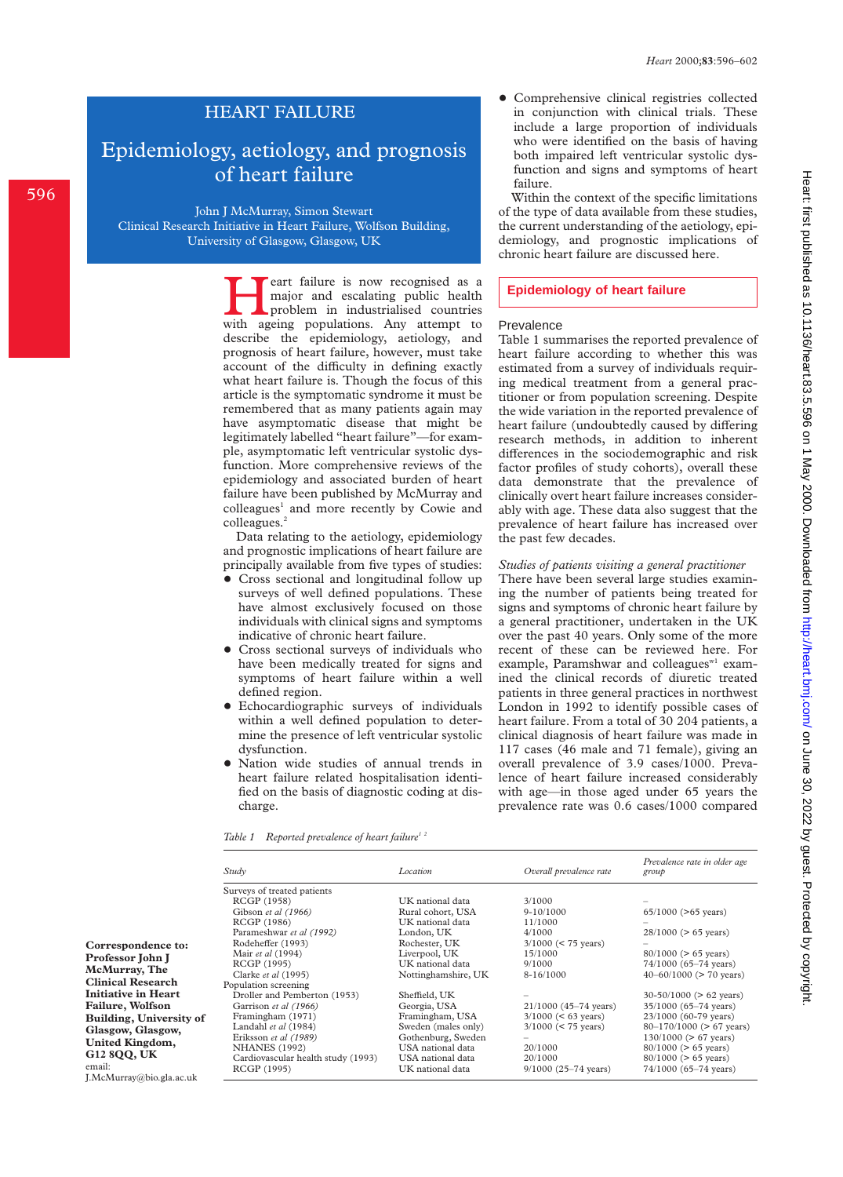# HEART FAILURE

# Epidemiology, aetiology, and prognosis of heart failure

John J McMurray, Simon Stewart

Clinical Research Initiative in Heart Failure, Wolfson Building, University of Glasgow, Glasgow, UK

Heart failure is now recognised as a major and escalating public health problem in industrialised countries with ageing populations. Any attempt to describe the epidemiology, aetiology, and prognosis of heart failure, however, must take account of the difficulty in defining exactly what heart failure is. Though the focus of this article is the symptomatic syndrome it must be remembered that as many patients again may have asymptomatic disease that might be legitimately labelled "heart failure"—for example, asymptomatic left ventricular systolic dysfunction. More comprehensive reviews of the epidemiology and associated burden of heart failure have been published by McMurray and colleagues[1] and more recently by Cowie and colleagues.[2]

Data relating to the aetiology, epidemiology and prognostic implications of heart failure are principally available from five types of studies:

- Cross sectional and longitudinal follow up surveys of well defined populations. These have almost exclusively focused on those individuals with clinical signs and symptoms indicative of chronic heart failure.
- Cross sectional surveys of individuals who have been medically treated for signs and symptoms of heart failure within a well defined region.
- Echocardiographic surveys of individuals within a well defined population to determine the presence of left ventricular systolic dysfunction.
- Nation wide studies of annual trends in heart failure related hospitalisation identified on the basis of diagnostic coding at discharge.
- Comprehensive clinical registries collected in conjunction with clinical trials. These include a large proportion of individuals who were identified on the basis of having both impaired left ventricular systolic dysfunction and signs and symptoms of heart failure.

Within the context of the specific limitations of the type of data available from these studies, the current understanding of the aetiology, epidemiology, and prognostic implications of chronic heart failure are discussed here.

## Epidemiology of heart failure

### Prevalence

Table 1 summarises the reported prevalence of heart failure according to whether this was estimated from a survey of individuals requiring medical treatment from a general practitioner or from population screening. Despite the wide variation in the reported prevalence of heart failure (undoubtedly caused by differing research methods, in addition to inherent differences in the sociodemographic and risk factor profiles of study cohorts), overall these data demonstrate that the prevalence of clinically overt heart failure increases considerably with age. These data also suggest that the prevalence of heart failure has increased over the past few decades.

*Studies of patients visiting a general practitioner*

There have been several large studies examining the number of patients being treated for signs and symptoms of chronic heart failure by a general practitioner, undertaken in the UK over the past 40 years. Only some of the more recent of these can be reviewed here. For example, Parameshwar and colleagues[w1] examined the clinical records of diuretic treated patients in three general practices in northwest London in 1992 to identify possible cases of heart failure. From a total of 30 204 patients, a clinical diagnosis of heart failure was made in 117 cases (46 male and 71 female), giving an overall prevalence of 3.9 cases/1000. Prevalence of heart failure increased considerably with age—in those aged under 65 years the prevalence rate was 0.6 cases/1000 compared

Table 1 Reported prevalence of heart failure[1,2]

| Study | Location | Overall prevalence rate | Prevalence rate in older age group |
|---|---|---|---|
| Surveys of treated patients | | | |
| RCGP (1958) | UK national data | 3/1000 | – |
| Gibson *et al (1966)* | Rural cohort, USA | 9-10/1000 | 65/1000 (>65 years) |
| RCGP (1986) | UK national data | 11/1000 | – |
| Parameshwar *et al (1992)* | London, UK | 4/1000 | 28/1000 (> 65 years) |
| Rodeheffer (1993) | Rochester, UK | 3/1000 (< 75 years) | – |
| Mair *et al* (1994) | Liverpool, UK | 15/1000 | 80/1000 (> 65 years) |
| RCGP (1995) | UK national data | 9/1000 | 74/1000 (65–74 years) |
| Clarke *et al* (1995) | Nottinghamshire, UK | 8-16/1000 | 40–60/1000 (> 70 years) |
| Population screening | | | |
| Droller and Pemberton (1953) | Sheffield, UK | – | 30-50/1000 (> 62 years) |
| Garrison *et al (1966)* | Georgia, USA | 21/1000 (45–74 years) | 35/1000 (65–74 years) |
| Framingham (1971) | Framingham, USA | 3/1000 (< 63 years) | 23/1000 (60-79 years) |
| Landahl *et al* (1984) | Sweden (males only) | 3/1000 (< 75 years) | 80–170/1000 (> 67 years) |
| Eriksson *et al (1989)* | Gothenburg, Sweden | – | 130/1000 (> 67 years) |
| NHANES (1992) | USA national data | 20/1000 | 80/1000 (> 65 years) |
| Cardiovascular health study (1993) | USA national data | 20/1000 | 80/1000 (> 65 years) |
| RCGP (1995) | UK national data | 9/1000 (25–74 years) | 74/1000 (65–74 years) |

**Correspondence to: Professor John J McMurray, The Clinical Research Initiative in Heart Failure, Wolfson Building, University of Glasgow, Glasgow, United Kingdom, G12 8QQ, UK**
email: J.McMurray@bio.gla.ac.uk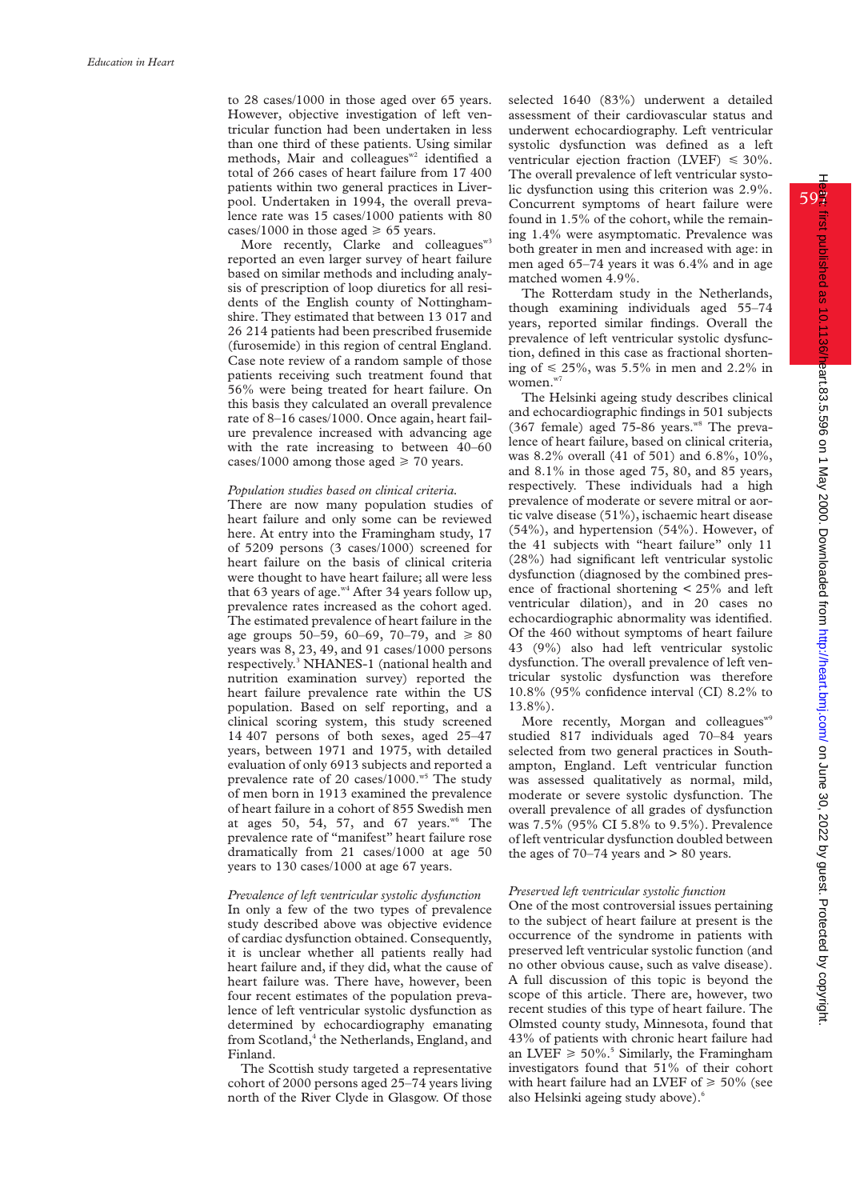to 28 cases/1000 in those aged over 65 years. However, objective investigation of left ventricular function had been undertaken in less than one third of these patients. Using similar methods, Mair and colleagues[w2] identified a total of 266 cases of heart failure from 17 400 patients within two general practices in Liverpool. Undertaken in 1994, the overall prevalence rate was 15 cases/1000 patients with 80 cases/1000 in those aged ≥ 65 years.

More recently, Clarke and colleagues[w3] reported an even larger survey of heart failure based on similar methods and including analysis of prescription of loop diuretics for all residents of the English county of Nottinghamshire. They estimated that between 13 017 and 26 214 patients had been prescribed frusemide (furosemide) in this region of central England. Case note review of a random sample of those patients receiving such treatment found that 56% were being treated for heart failure. On this basis they calculated an overall prevalence rate of 8–16 cases/1000. Once again, heart failure prevalence increased with advancing age with the rate increasing to between 40–60 cases/1000 among those aged ≥ 70 years.

*Population studies based on clinical criteria.*
There are now many population studies of heart failure and only some can be reviewed here. At entry into the Framingham study, 17 of 5209 persons (3 cases/1000) screened for heart failure on the basis of clinical criteria were thought to have heart failure; all were less that 63 years of age.[w4] After 34 years follow up, prevalence rates increased as the cohort aged. The estimated prevalence of heart failure in the age groups 50–59, 60–69, 70–79, and ≥ 80 years was 8, 23, 49, and 91 cases/1000 persons respectively.[3] NHANES-1 (national health and nutrition examination survey) reported the heart failure prevalence rate within the US population. Based on self reporting, and a clinical scoring system, this study screened 14 407 persons of both sexes, aged 25–47 years, between 1971 and 1975, with detailed evaluation of only 6913 subjects and reported a prevalence rate of 20 cases/1000.[w5] The study of men born in 1913 examined the prevalence of heart failure in a cohort of 855 Swedish men at ages 50, 54, 57, and 67 years.[w6] The prevalence rate of "manifest" heart failure rose dramatically from 21 cases/1000 at age 50 years to 130 cases/1000 at age 67 years.

*Prevalence of left ventricular systolic dysfunction*
In only a few of the two types of prevalence study described above was objective evidence of cardiac dysfunction obtained. Consequently, it is unclear whether all patients really had heart failure and, if they did, what the cause of heart failure was. There have, however, been four recent estimates of the population prevalence of left ventricular systolic dysfunction as determined by echocardiography emanating from Scotland,[4] the Netherlands, England, and Finland.

The Scottish study targeted a representative cohort of 2000 persons aged 25–74 years living north of the River Clyde in Glasgow. Of those selected 1640 (83%) underwent a detailed assessment of their cardiovascular status and underwent echocardiography. Left ventricular systolic dysfunction was defined as a left ventricular ejection fraction (LVEF) ≤ 30%. The overall prevalence of left ventricular systolic dysfunction using this criterion was 2.9%. Concurrent symptoms of heart failure were found in 1.5% of the cohort, while the remaining 1.4% were asymptomatic. Prevalence was both greater in men and increased with age: in men aged 65–74 years it was 6.4% and in age matched women 4.9%.

The Rotterdam study in the Netherlands, though examining individuals aged 55–74 years, reported similar findings. Overall the prevalence of left ventricular systolic dysfunction, defined in this case as fractional shortening of ≤ 25%, was 5.5% in men and 2.2% in women.[w7]

The Helsinki ageing study describes clinical and echocardiographic findings in 501 subjects (367 female) aged 75-86 years.[w8] The prevalence of heart failure, based on clinical criteria, was 8.2% overall (41 of 501) and 6.8%, 10%, and 8.1% in those aged 75, 80, and 85 years, respectively. These individuals had a high prevalence of moderate or severe mitral or aortic valve disease (51%), ischaemic heart disease (54%), and hypertension (54%). However, of the 41 subjects with "heart failure" only 11 (28%) had significant left ventricular systolic dysfunction (diagnosed by the combined presence of fractional shortening < 25% and left ventricular dilation), and in 20 cases no echocardiographic abnormality was identified. Of the 460 without symptoms of heart failure 43 (9%) also had left ventricular systolic dysfunction. The overall prevalence of left ventricular systolic dysfunction was therefore 10.8% (95% confidence interval (CI) 8.2% to 13.8%).

More recently, Morgan and colleagues[w9] studied 817 individuals aged 70–84 years selected from two general practices in Southampton, England. Left ventricular function was assessed qualitatively as normal, mild, moderate or severe systolic dysfunction. The overall prevalence of all grades of dysfunction was 7.5% (95% CI 5.8% to 9.5%). Prevalence of left ventricular dysfunction doubled between the ages of 70–74 years and > 80 years.

*Preserved left ventricular systolic function*
One of the most controversial issues pertaining to the subject of heart failure at present is the occurrence of the syndrome in patients with preserved left ventricular systolic function (and no other obvious cause, such as valve disease). A full discussion of this topic is beyond the scope of this article. There are, however, two recent studies of this type of heart failure. The Olmsted county study, Minnesota, found that 43% of patients with chronic heart failure had an LVEF ≥ 50%.[5] Similarly, the Framingham investigators found that 51% of their cohort with heart failure had an LVEF of ≥ 50% (see also Helsinki ageing study above).[6]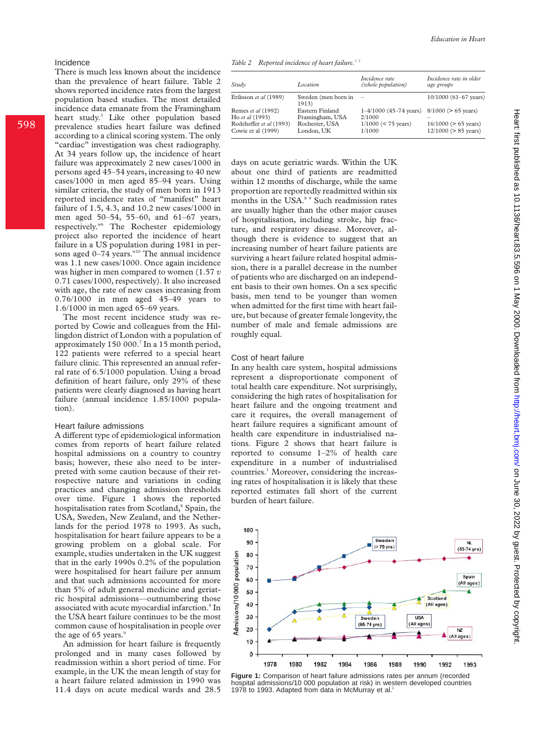## Incidence

There is much less known about the incidence than the prevalence of heart failure. Table 2 shows reported incidence rates from the largest population based studies. The most detailed incidence data emanate from the Framingham heart study.[3] Like other population based prevalence studies heart failure was defined according to a clinical scoring system. The only "cardiac" investigation was chest radiography. At 34 years follow up, the incidence of heart failure was approximately 2 new cases/1000 in persons aged 45–54 years, increasing to 40 new cases/1000 in men aged 85–94 years. Using similar criteria, the study of men born in 1913 reported incidence rates of "manifest" heart failure of 1.5, 4.3, and 10.2 new cases/1000 in men aged 50–54, 55–60, and 61–67 years, respectively.[w6] The Rochester epidemiology project also reported the incidence of heart failure in a US population during 1981 in persons aged 0–74 years.[w10] The annual incidence was 1.1 new cases/1000. Once again incidence was higher in men compared to women (1.57 *v* 0.71 cases/1000, respectively). It also increased with age, the rate of new cases increasing from 0.76/1000 in men aged 45–49 years to 1.6/1000 in men aged 65–69 years.

The most recent incidence study was reported by Cowie and colleagues from the Hillingdon district of London with a population of approximately 150 000.[7] In a 15 month period, 122 patients were referred to a special heart failure clinic. This represented an annual referral rate of 6.5/1000 population. Using a broad definition of heart failure, only 29% of these patients were clearly diagnosed as having heart failure (annual incidence 1.85/1000 population).

## Heart failure admissions

A different type of epidemiological information comes from reports of heart failure related hospital admissions on a country to country basis; however, these also need to be interpreted with some caution because of their retrospective nature and variations in coding practices and changing admission thresholds over time. Figure 1 shows the reported hospitalisation rates from Scotland,[8] Spain, the USA, Sweden, New Zealand, and the Netherlands for the period 1978 to 1993. As such, hospitalisation for heart failure appears to be a growing problem on a global scale. For example, studies undertaken in the UK suggest that in the early 1990s 0.2% of the population were hospitalised for heart failure per annum and that such admissions accounted for more than 5% of adult general medicine and geriatric hospital admissions—outnumbering those associated with acute myocardial infarction.[8] In the USA heart failure continues to be the most common cause of hospitalisation in people over the age of 65 years.[9]

An admission for heart failure is frequently prolonged and in many cases followed by readmission within a short period of time. For example, in the UK the mean length of stay for a heart failure related admission in 1990 was 11.4 days on acute medical wards and 28.5 days on acute geriatric wards. Within the UK about one third of patients are readmitted within 12 months of discharge, while the same proportion are reportedly readmitted within six months in the USA.[8,9] Such readmission rates are usually higher than the other major causes of hospitalisation, including stroke, hip fracture, and respiratory disease. Moreover, although there is evidence to suggest that an increasing number of heart failure patients are surviving a heart failure related hospital admission, there is a parallel decrease in the number of patients who are discharged on an independent basis to their own homes. On a sex specific basis, men tend to be younger than women when admitted for the first time with heart failure, but because of greater female longevity, the number of male and female admissions are roughly equal.

*Table 2 Reported incidence of heart failure.*[1,2]

| Study | Location | Incidence rate (whole population) | Incidence rate in older age groups |
|---|---|---|---|
| Eriksson *et al* (1989) | Sweden (men born in 1913) | – | 10/1000 (61–67 years) |
| Remes *et al* (1992) | Eastern Finland | 1–4/1000 (45–74 years) | 8/1000 (> 65 years) |
| Ho *et al* (1993) | Framingham, USA | 2/1000 | – |
| Rodeheffer *et al* (1993) | Rochester, USA | 1/1000 (< 75 years) | 16/1000 (> 65 years) |
| Cowie et al (1999) | London, UK | 1/1000 | 12/1000 (> 85 years) |

## Cost of heart failure

In any health care system, hospital admissions represent a disproportionate component of total health care expenditure. Not surprisingly, considering the high rates of hospitalisation for heart failure and the ongoing treatment and care it requires, the overall management of heart failure requires a significant amount of health care expenditure in industrialised nations. Figure 2 shows that heart failure is reported to consume 1–2% of health care expenditure in a number of industrialised countries.[1] Moreover, considering the increasing rates of hospitalisation it is likely that these reported estimates fall short of the current burden of heart failure.

Admissions/10 000 population

100, 90, 80, 70, 60, 50, 40, 30, 20, 10, 0

1978, 1980, 1982, 1984, 1986, 1988, 1990, 1992, 1993

Sweden (> 75 yrs)

NL (65-74 yrs)

Spain (All ages)

Scotland (All ages)

Sweden (65-74 yrs)

USA (All ages)

NZ (All ages)

**Figure 1:** Comparison of heart failure admissions rates per annum (recorded hospital admissions/10 000 population at risk) in western developed countries 1978 to 1993. Adapted from data in McMurray et al.[1]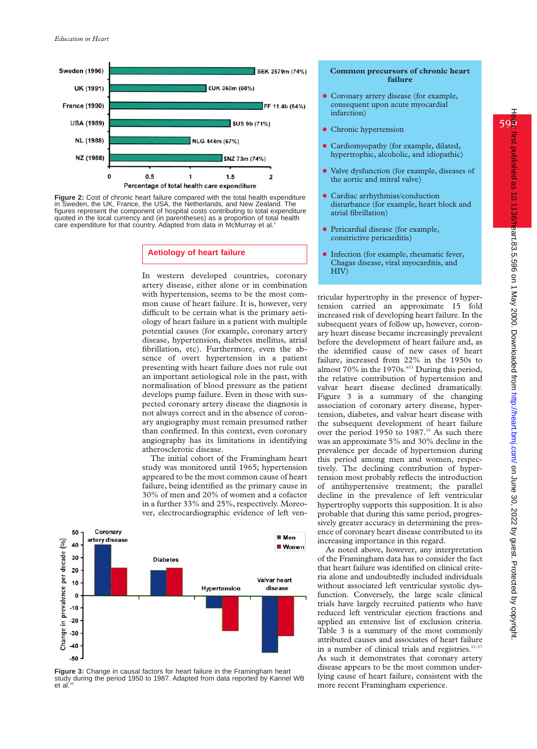Sweden (1996)
SEK 2579m (74%)
UK (1991)
£UK 360m (60%)
France (1990)
FF 11.4b (64%)
USA (1989)
$US 9b (71%)
NL (1988)
NLG 444m (67%)
NZ (1988)
$NZ 73m (74%)
0
0.5
1
1.5
2
Percentage of total health care expenditure

**Figure 2:** Cost of chronic heart failure compared with the total health expenditure in Sweden, the UK, France, the USA, the Netherlands, and New Zealand. The figures represent the component of hospital costs contributing to total expenditure quoted in the local currency and (in parentheses) as a proportion of total health care expenditure for that country. Adapted from data in McMurray et al.[1]

## Aetiology of heart failure

In western developed countries, coronary artery disease, either alone or in combination with hypertension, seems to be the most common cause of heart failure. It is, however, very difficult to be certain what is the primary aetiology of heart failure in a patient with multiple potential causes (for example, coronary artery disease, hypertension, diabetes mellitus, atrial fibrillation, etc). Furthermore, even the absence of overt hypertension in a patient presenting with heart failure does not rule out an important aetiological role in the past, with normalisation of blood pressure as the patient develops pump failure. Even in those with suspected coronary artery disease the diagnosis is not always correct and in the absence of coronary angiography must remain presumed rather than confirmed. In this context, even coronary angiography has its limitations in identifying atherosclerotic disease.

The initial cohort of the Framingham heart study was monitored until 1965; hypertension appeared to be the most common cause of heart failure, being identified as the primary cause in 30% of men and 20% of women and a cofactor in a further 33% and 25%, respectively. Moreover, electrocardiographic evidence of left ventricular hypertrophy in the presence of hypertension carried an approximate 15 fold increased risk of developing heart failure. In the subsequent years of follow up, however, coronary heart disease became increasingly prevalent before the development of heart failure and, as the identified cause of new cases of heart failure, increased from 22% in the 1950s to almost 70% in the 1970s.[w11] During this period, the relative contribution of hypertension and valvar heart disease declined dramatically. Figure 3 is a summary of the changing association of coronary artery disease, hypertension, diabetes, and valvar heart disease with the subsequent development of heart failure over the period 1950 to 1987.[10] As such there was an approximate 5% and 30% decline in the prevalence per decade of hypertension during this period among men and women, respectively. The declining contribution of hypertension most probably reflects the introduction of antihypertensive treatment; the parallel decline in the prevalence of left ventricular hypertrophy supports this supposition. It is also probable that during this same period, progressively greater accuracy in determining the presence of coronary heart disease contributed to its increasing importance in this regard.

As noted above, however, any interpretation of the Framingham data has to consider the fact that heart failure was identified on clinical criteria alone and undoubtedly included individuals without associated left ventricular systolic dysfunction. Conversely, the large scale clinical trials have largely recruited patients who have reduced left ventricular ejection fractions and applied an extensive list of exclusion criteria. Table 3 is a summary of the most commonly attributed causes and associates of heart failure in a number of clinical trials and registries.[11–17] As such it demonstrates that coronary artery disease appears to be the most common underlying cause of heart failure, consistent with the more recent Framingham experience.

**Common precursors of chronic heart failure**

- Coronary artery disease (for example, consequent upon acute myocardial infarction)
- Chronic hypertension
- Cardiomyopathy (for example, dilated, hypertrophic, alcoholic, and idiopathic)
- Valve dysfunction (for example, diseases of the aortic and mitral valve)
- Cardiac arrhythmias/conduction disturbance (for example, heart block and atrial fibrillation)
- Pericardial disease (for example, constrictive pericarditis)
- Infection (for example, rheumatic fever, Chagas disease, viral myocarditis, and HIV)

Change in prevalence per decade (%)
50
40
30
20
10
0
-10
-20
-30
-40
-50
Coronary artery disease
Diabetes
Hypertension
Valvar heart disease
Men
Women

**Figure 3:** Change in causal factors for heart failure in the Framingham heart study during the period 1950 to 1987. Adapted from data reported by Kannel WB et al.[10]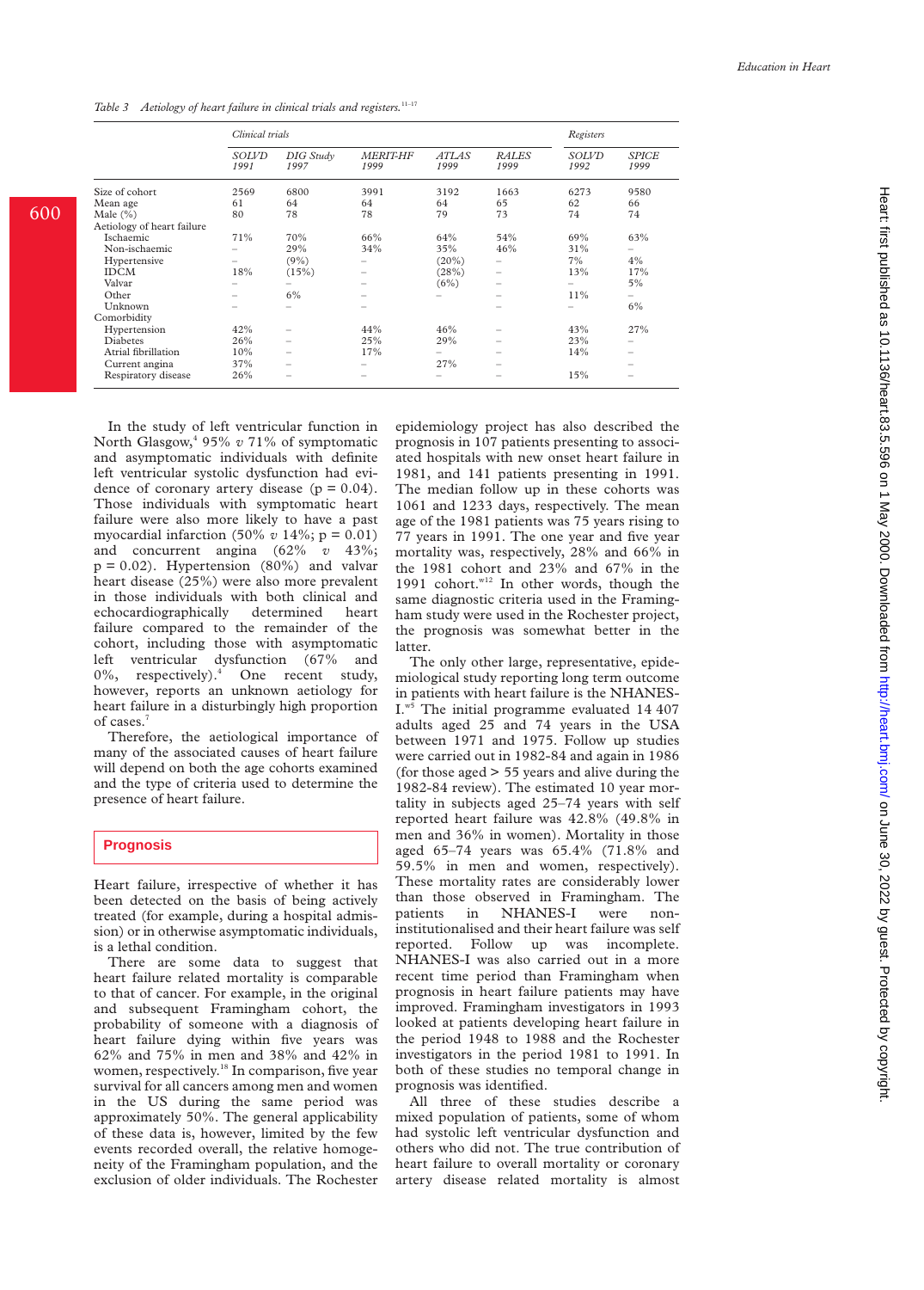*Table 3 Aetiology of heart failure in clinical trials and registers.*[11–17]

| | Clinical trials | | | | | Registers | |
|---|---|---|---|---|---|---|---|
| | SOLVD 1991 | DIG Study 1997 | MERIT-HF 1999 | ATLAS 1999 | RALES 1999 | SOLVD 1992 | SPICE 1999 |
| Size of cohort | 2569 | 6800 | 3991 | 3192 | 1663 | 6273 | 9580 |
| Mean age | 61 | 64 | 64 | 64 | 65 | 62 | 66 |
| Male (%) | 80 | 78 | 78 | 79 | 73 | 74 | 74 |
| Aetiology of heart failure | | | | | | | |
| Ischaemic | 71% | 70% | 66% | 64% | 54% | 69% | 63% |
| Non-ischaemic | – | 29% | 34% | 35% | 46% | 31% | – |
| Hypertensive | – | (9%) | – | (20%) | – | 7% | 4% |
| IDCM | 18% | (15%) | – | (28%) | – | 13% | 17% |
| Valvar | – | – | – | (6%) | – | – | 5% |
| Other | – | 6% | – | – | – | 11% | – |
| Unknown | – | – | – | – | – | – | 6% |
| Comorbidity | | | | | | | |
| Hypertension | 42% | – | 44% | 46% | – | 43% | 27% |
| Diabetes | 26% | – | 25% | 29% | – | 23% | – |
| Atrial fibrillation | 10% | – | 17% | – | – | 14% | – |
| Current angina | 37% | – | – | 27% | – | – | – |
| Respiratory disease | 26% | – | – | – | – | 15% | – |

In the study of left ventricular function in North Glasgow,[4] 95% *v* 71% of symptomatic and asymptomatic individuals with definite left ventricular systolic dysfunction had evidence of coronary artery disease ($p = 0.04$). Those individuals with symptomatic heart failure were also more likely to have a past myocardial infarction (50% *v* 14%; $p = 0.01$) and concurrent angina (62% *v* 43%; $p = 0.02$). Hypertension (80%) and valvar heart disease (25%) were also more prevalent in those individuals with both clinical and echocardiographically determined heart failure compared to the remainder of the cohort, including those with asymptomatic left ventricular dysfunction (67% and 0%, respectively).[4] One recent study, however, reports an unknown aetiology for heart failure in a disturbingly high proportion of cases.[7]

Therefore, the aetiological importance of many of the associated causes of heart failure will depend on both the age cohorts examined and the type of criteria used to determine the presence of heart failure.

## Prognosis

Heart failure, irrespective of whether it has been detected on the basis of being actively treated (for example, during a hospital admission) or in otherwise asymptomatic individuals, is a lethal condition.

There are some data to suggest that heart failure related mortality is comparable to that of cancer. For example, in the original and subsequent Framingham cohort, the probability of someone with a diagnosis of heart failure dying within five years was 62% and 75% in men and 38% and 42% in women, respectively.[18] In comparison, five year survival for all cancers among men and women in the US during the same period was approximately 50%. The general applicability of these data is, however, limited by the few events recorded overall, the relative homogeneity of the Framingham population, and the exclusion of older individuals. The Rochester epidemiology project has also described the prognosis in 107 patients presenting to associated hospitals with new onset heart failure in 1981, and 141 patients presenting in 1991. The median follow up in these cohorts was 1061 and 1233 days, respectively. The mean age of the 1981 patients was 75 years rising to 77 years in 1991. The one year and five year mortality was, respectively, 28% and 66% in the 1981 cohort and 23% and 67% in the 1991 cohort.[w12] In other words, though the same diagnostic criteria used in the Framingham study were used in the Rochester project, the prognosis was somewhat better in the latter.

The only other large, representative, epidemiological study reporting long term outcome in patients with heart failure is the NHANES-I.[w5] The initial programme evaluated 14 407 adults aged 25 and 74 years in the USA between 1971 and 1975. Follow up studies were carried out in 1982-84 and again in 1986 (for those aged > 55 years and alive during the 1982-84 review). The estimated 10 year mortality in subjects aged 25–74 years with self reported heart failure was 42.8% (49.8% in men and 36% in women). Mortality in those aged 65–74 years was 65.4% (71.8% and 59.5% in men and women, respectively). These mortality rates are considerably lower than those observed in Framingham. The patients in NHANES-I were non-institutionalised and their heart failure was self reported. Follow up was incomplete. NHANES-I was also carried out in a more recent time period than Framingham when prognosis in heart failure patients may have improved. Framingham investigators in 1993 looked at patients developing heart failure in the period 1948 to 1988 and the Rochester investigators in the period 1981 to 1991. In both of these studies no temporal change in prognosis was identified.

All three of these studies describe a mixed population of patients, some of whom had systolic left ventricular dysfunction and others who did not. The true contribution of heart failure to overall mortality or coronary artery disease related mortality is almost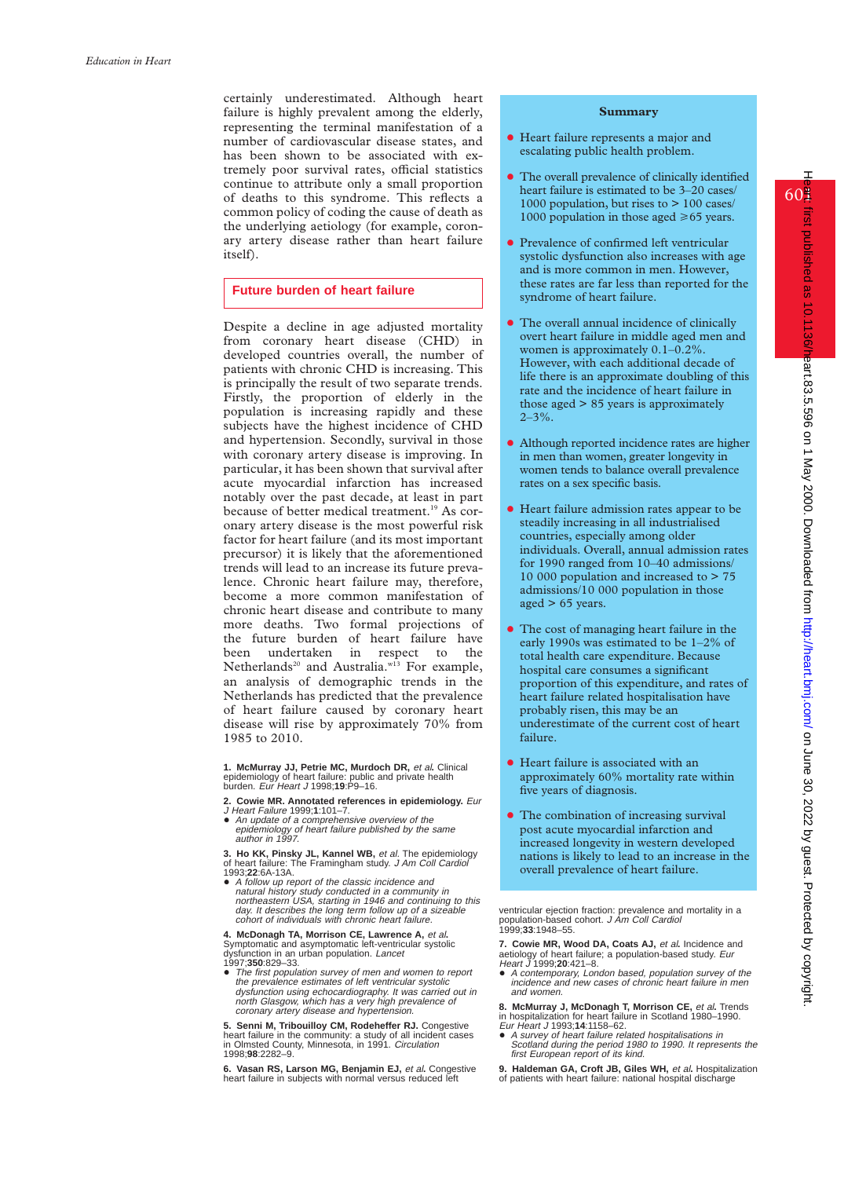certainly underestimated. Although heart failure is highly prevalent among the elderly, representing the terminal manifestation of a number of cardiovascular disease states, and has been shown to be associated with extremely poor survival rates, official statistics continue to attribute only a small proportion of deaths to this syndrome. This reflects a common policy of coding the cause of death as the underlying aetiology (for example, coronary artery disease rather than heart failure itself).

## Future burden of heart failure

Despite a decline in age adjusted mortality from coronary heart disease (CHD) in developed countries overall, the number of patients with chronic CHD is increasing. This is principally the result of two separate trends. Firstly, the proportion of elderly in the population is increasing rapidly and these subjects have the highest incidence of CHD and hypertension. Secondly, survival in those with coronary artery disease is improving. In particular, it has been shown that survival after acute myocardial infarction has increased notably over the past decade, at least in part because of better medical treatment.[19] As coronary artery disease is the most powerful risk factor for heart failure (and its most important precursor) it is likely that the aforementioned trends will lead to an increase its future prevalence. Chronic heart failure may, therefore, become a more common manifestation of chronic heart disease and contribute to many more deaths. Two formal projections of the future burden of heart failure have been undertaken in respect to the Netherlands[20] and Australia.[w13] For example, an analysis of demographic trends in the Netherlands has predicted that the prevalence of heart failure caused by coronary heart disease will rise by approximately 70% from 1985 to 2010.

### Summary

- Heart failure represents a major and escalating public health problem.
- The overall prevalence of clinically identified heart failure is estimated to be 3–20 cases/1000 population, but rises to > 100 cases/1000 population in those aged ⩾65 years.
- Prevalence of confirmed left ventricular systolic dysfunction also increases with age and is more common in men. However, these rates are far less than reported for the syndrome of heart failure.
- The overall annual incidence of clinically overt heart failure in middle aged men and women is approximately 0.1–0.2%. However, with each additional decade of life there is an approximate doubling of this rate and the incidence of heart failure in those aged > 85 years is approximately 2–3%.
- Although reported incidence rates are higher in men than women, greater longevity in women tends to balance overall prevalence rates on a sex specific basis.
- Heart failure admission rates appear to be steadily increasing in all industrialised countries, especially among older individuals. Overall, annual admission rates for 1990 ranged from 10–40 admissions/10 000 population and increased to > 75 admissions/10 000 population in those aged > 65 years.
- The cost of managing heart failure in the early 1990s was estimated to be 1–2% of total health care expenditure. Because hospital care consumes a significant proportion of this expenditure, and rates of heart failure related hospitalisation have probably risen, this may be an underestimate of the current cost of heart failure.
- Heart failure is associated with an approximately 60% mortality rate within five years of diagnosis.
- The combination of increasing survival post acute myocardial infarction and increased longevity in western developed nations is likely to lead to an increase in the overall prevalence of heart failure.

1. **McMurray JJ, Petrie MC, Murdoch DR,** *et al.* Clinical epidemiology of heart failure: public and private health burden. *Eur Heart J* 1998;**19**:P9–16.

2. **Cowie MR. Annotated references in epidemiology.** *Eur J Heart Failure* 1999;**1**:101–7.
   - *An update of a comprehensive overview of the epidemiology of heart failure published by the same author in 1997.*

3. **Ho KK, Pinsky JL, Kannel WB,** *et al.* The epidemiology of heart failure: The Framingham study. *J Am Coll Cardiol* 1993;**22**:6A-13A.
   - *A follow up report of the classic incidence and natural history study conducted in a community in northeastern USA, starting in 1946 and continuing to this day. It describes the long term follow up of a sizeable cohort of individuals with chronic heart failure.*

4. **McDonagh TA, Morrison CE, Lawrence A,** *et al.* Symptomatic and asymptomatic left-ventricular systolic dysfunction in an urban population. *Lancet* 1997;**350**:829–33.
   - *The first population survey of men and women to report the prevalence estimates of left ventricular systolic dysfunction using echocardiography. It was carried out in north Glasgow, which has a very high prevalence of coronary artery disease and hypertension.*

5. **Senni M, Tribouilloy CM, Rodeheffer RJ.** Congestive heart failure in the community: a study of all incident cases in Olmsted County, Minnesota, in 1991. *Circulation* 1998;**98**:2282–9.

6. **Vasan RS, Larson MG, Benjamin EJ,** *et al.* Congestive heart failure in subjects with normal versus reduced left ventricular ejection fraction: prevalence and mortality in a population-based cohort. *J Am Coll Cardiol* 1999;**33**:1948–55.

7. **Cowie MR, Wood DA, Coats AJ,** *et al.* Incidence and aetiology of heart failure; a population-based study. *Eur Heart J* 1999;**20**:421–8.
   - *A contemporary, London based, population survey of the incidence and new cases of chronic heart failure in men and women.*

8. **McMurray J, McDonagh T, Morrison CE,** *et al.* Trends in hospitalization for heart failure in Scotland 1980–1990. *Eur Heart J* 1993;**14**:1158–62.
   - *A survey of heart failure related hospitalisations in Scotland during the period 1980 to 1990. It represents the first European report of its kind.*

9. **Haldeman GA, Croft JB, Giles WH,** *et al.* Hospitalization of patients with heart failure: national hospital discharge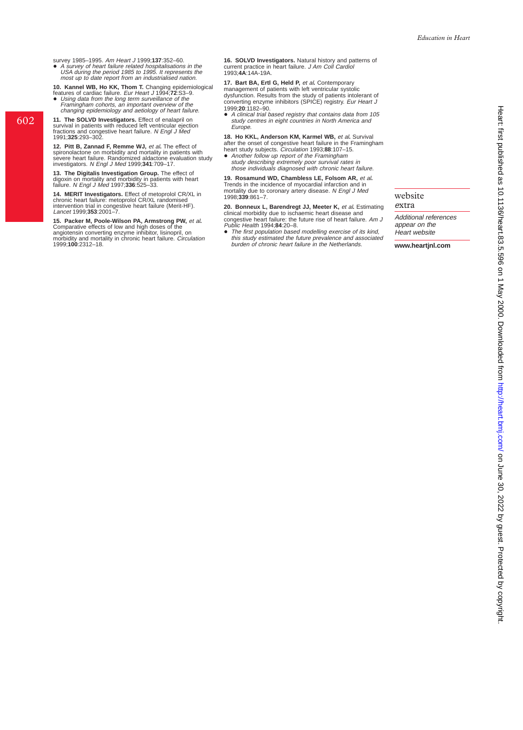survey 1985–1995. *Am Heart J* 1999;**137**:352–60.
- *A survey of heart failure related hospitalisations in the USA during the period 1985 to 1995. It represents the most up to date report from an industrialised nation.*

**10. Kannel WB, Ho KK, Thom T.** Changing epidemiological features of cardiac failure. *Eur Heart J* 1994;**72**:S3–9.
- *Using data from the long term surveillance of the Framingham cohorts, an important overview of the changing epidemiology and aetiology of heart failure.*

**11. The SOLVD Investigators.** Effect of enalapril on survival in patients with reduced left ventricular ejection fractions and congestive heart failure. *N Engl J Med* 1991;**325**:293–302.

**12. Pitt B, Zannad F, Remme WJ,** *et al***.** The effect of spironolactone on morbidity and mortality in patients with severe heart failure. Randomized aldactone evaluation study investigators. *N Engl J Med* 1999;**341**:709–17.

**13. The Digitalis Investigation Group.** The effect of digoxin on mortality and morbidity in patients with heart failure. *N Engl J Med* 1997;**336**:525–33.

**14. MERIT Investigators.** Effect of metoprolol CR/XL in chronic heart failure: metoprolol CR/XL randomised intervention trial in congestive heart failure (Merit-HF). *Lancet* 1999;**353**:2001–7.

**15. Packer M, Poole-Wilson PA, Armstrong PW,** *et al***.** Comparative effects of low and high doses of the angiotensin converting enzyme inhibitor, lisinopril, on morbidity and mortality in chronic heart failure. *Circulation* 1999;**100**:2312–18.

**16. SOLVD Investigators.** Natural history and patterns of current practice in heart failure. *J Am Coll Cardiol* 1993;**4A**:14A-19A.

**17. Bart BA, Ertl G, Held P,** *et al***.** Contemporary management of patients with left ventricular systolic dysfunction. Results from the study of patients intolerant of converting enzyme inhibitors (SPICE) registry. *Eur Heart J* 1999;**20**:1182–90.
- *A clinical trial based registry that contains data from 105 study centres in eight countries in North America and Europe.*

**18. Ho KKL, Anderson KM, Karmel WB,** *et al***.** Survival after the onset of congestive heart failure in the Framingham heart study subjects. *Circulation* 1993;**88**:107–15.
- *Another follow up report of the Framingham study describing extremely poor survival rates in those individuals diagnosed with chronic heart failure.*

**19. Rosamund WD, Chambless LE, Folsom AR,** *et al***.** Trends in the incidence of myocardial infarction and in mortality due to coronary artery disease. *N Engl J Med* 1998;**339**:861–7.

**20. Bonneux L, Barendregt JJ, Meeter K,** *et al***.** Estimating clinical morbidity due to ischaemic heart disease and congestive heart failure: the future rise of heart failure. *Am J Public Health* 1994;**84**:20–8.
- *The first population based modelling exercise of its kind, this study estimated the future prevalence and associated burden of chronic heart failure in the Netherlands.*

website extra

*Additional references appear on the Heart website*

**www.heartjnl.com**